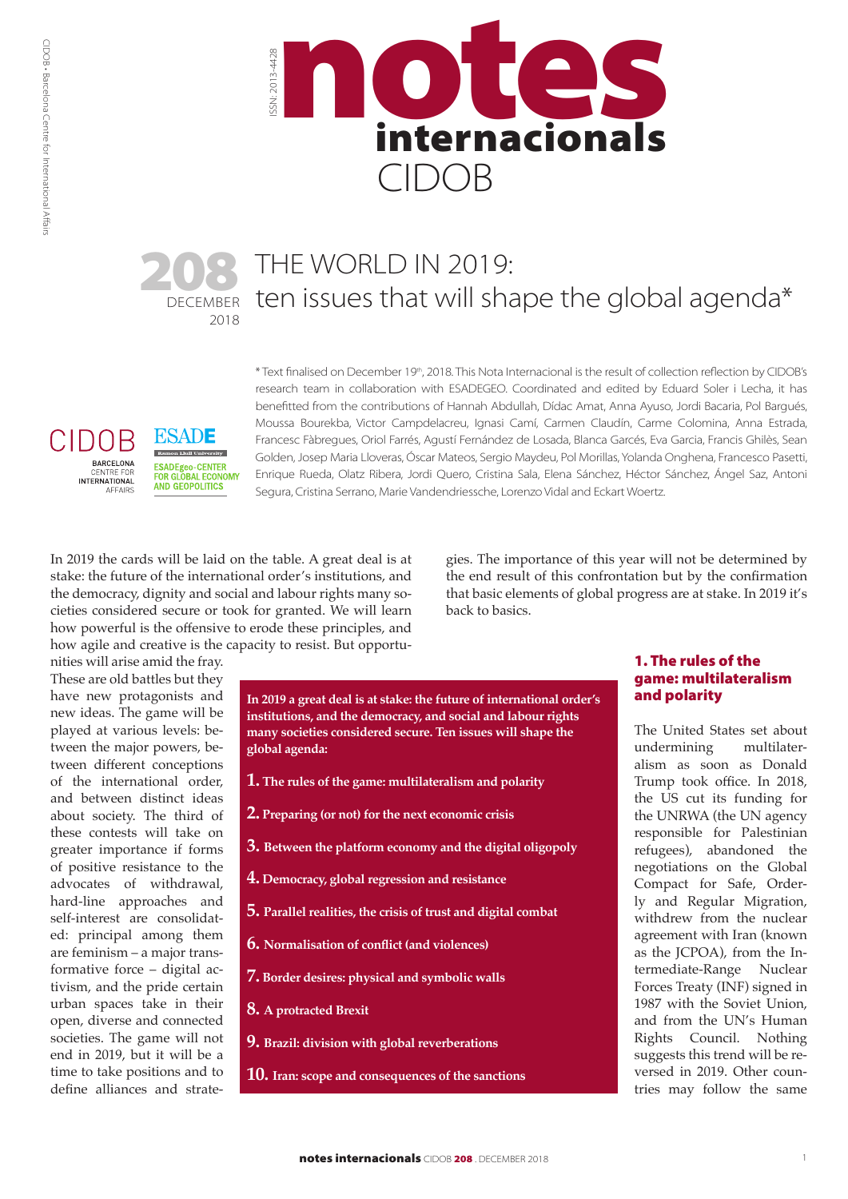# notes internacionals CIDOB

ISSN: 2013-4428

**208** DECEMBER 2018

# THE WORLD IN 2019: ten issues that will shape the global agenda*

* Text finalised on December 19th, 2018. This Nota Internacional is the result of collection reflection by CIDOB's research team in collaboration with ESADEGEO. Coordinated and edited by Eduard Soler i Lecha, it has benefitted from the contributions of Hannah Abdullah, Dídac Amat, Anna Ayuso, Jordi Bacaria, Pol Bargués, Moussa Bourekba, Victor Campdelacreu, Ignasi Camí, Carmen Claudín, Carme Colomina, Anna Estrada, Francesc Fàbregues, Oriol Farrés, Agustí Fernández de Losada, Blanca Garcés, Eva Garcia, Francis Ghilès, Sean Golden, Josep Maria Lloveras, Óscar Mateos, Sergio Maydeu, Pol Morillas, Yolanda Onghena, Francesco Pasetti, Enrique Rueda, Olatz Ribera, Jordi Quero, Cristina Sala, Elena Sánchez, Héctor Sánchez, Ángel Saz, Antoni Segura, Cristina Serrano, Marie Vandendriessche, Lorenzo Vidal and Eckart Woertz.

In 2019 the cards will be laid on the table. A great deal is at stake: the future of the international order's institutions, and the democracy, dignity and social and labour rights many societies considered secure or took for granted. We will learn how powerful is the offensive to erode these principles, and how agile and creative is the capacity to resist. But opportunities will arise amid the fray. These are old battles but they have new protagonists and new ideas. The game will be played at various levels: between the major powers, between different conceptions of the international order, and between distinct ideas about society. The third of these contests will take on greater importance if forms of positive resistance to the advocates of withdrawal, hard-line approaches and self-interest are consolidated: principal among them are feminism – a major transformative force – digital activism, and the pride certain urban spaces take in their open, diverse and connected societies. The game will not end in 2019, but it will be a time to take positions and to define alliances and strategies. The importance of this year will not be determined by the end result of this confrontation but by the confirmation that basic elements of global progress are at stake. In 2019 it's back to basics.

**In 2019 a great deal is at stake: the future of international order's institutions, and the democracy, and social and labour rights many societies considered secure. Ten issues will shape the global agenda:**

1. **The rules of the game: multilateralism and polarity**
2. **Preparing (or not) for the next economic crisis**
3. **Between the platform economy and the digital oligopoly**
4. **Democracy, global regression and resistance**
5. **Parallel realities, the crisis of trust and digital combat**
6. **Normalisation of conflict (and violences)**
7. **Border desires: physical and symbolic walls**
8. **A protracted Brexit**
9. **Brazil: division with global reverberations**
10. **Iran: scope and consequences of the sanctions**

## 1. The rules of the game: multilateralism and polarity

The United States set about undermining multilateralism as soon as Donald Trump took office. In 2018, the US cut its funding for the UNRWA (the UN agency responsible for Palestinian refugees), abandoned the negotiations on the Global Compact for Safe, Orderly and Regular Migration, withdrew from the nuclear agreement with Iran (known as the JCPOA), from the Intermediate-Range Nuclear Forces Treaty (INF) signed in 1987 with the Soviet Union, and from the UN's Human Rights Council. Nothing suggests this trend will be reversed in 2019. Other countries may follow the same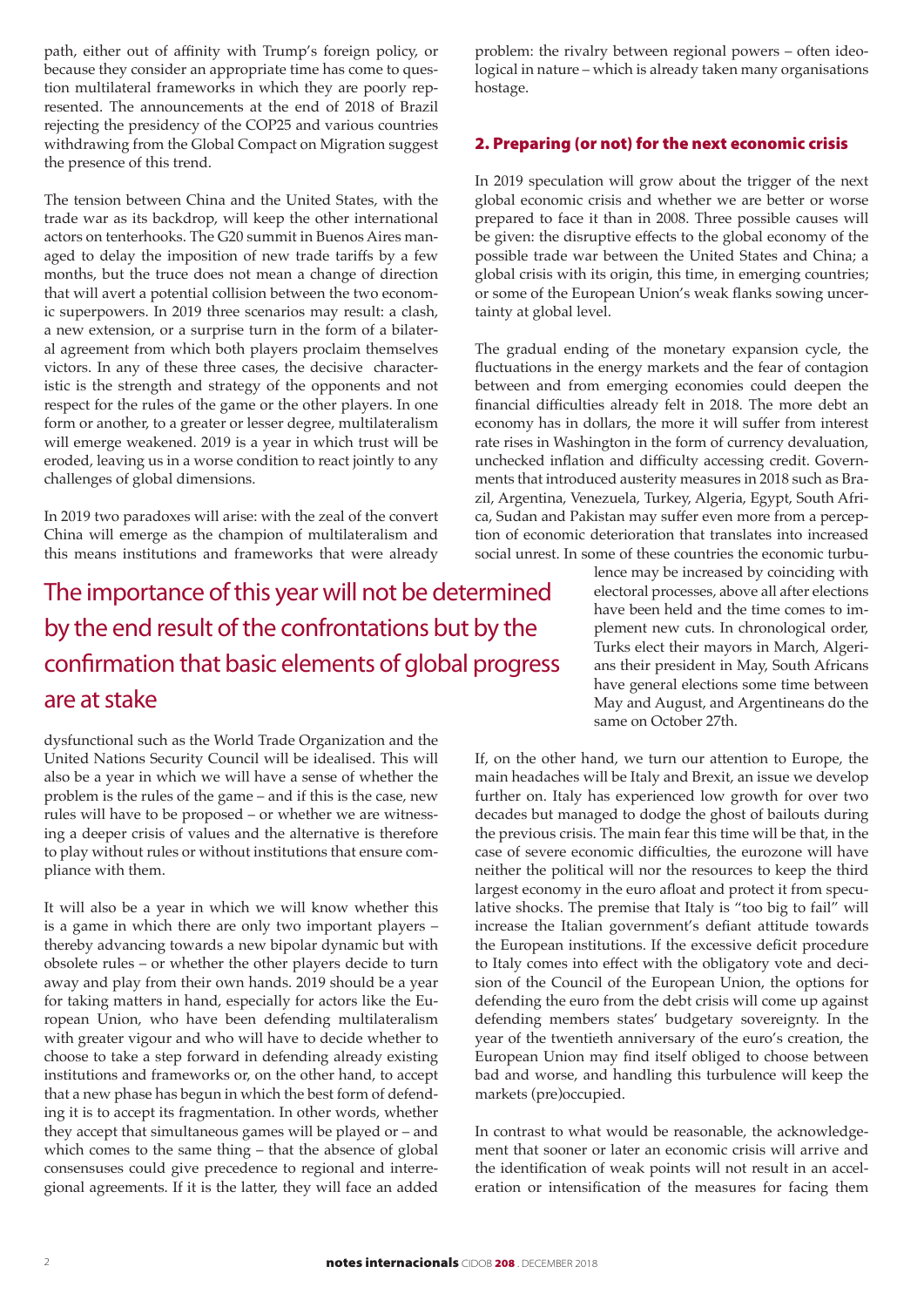path, either out of affinity with Trump's foreign policy, or because they consider an appropriate time has come to question multilateral frameworks in which they are poorly represented. The announcements at the end of 2018 of Brazil rejecting the presidency of the COP25 and various countries withdrawing from the Global Compact on Migration suggest the presence of this trend.

The tension between China and the United States, with the trade war as its backdrop, will keep the other international actors on tenterhooks. The G20 summit in Buenos Aires managed to delay the imposition of new trade tariffs by a few months, but the truce does not mean a change of direction that will avert a potential collision between the two economic superpowers. In 2019 three scenarios may result: a clash, a new extension, or a surprise turn in the form of a bilateral agreement from which both players proclaim themselves victors. In any of these three cases, the decisive characteristic is the strength and strategy of the opponents and not respect for the rules of the game or the other players. In one form or another, to a greater or lesser degree, multilateralism will emerge weakened. 2019 is a year in which trust will be eroded, leaving us in a worse condition to react jointly to any challenges of global dimensions.

In 2019 two paradoxes will arise: with the zeal of the convert China will emerge as the champion of multilateralism and this means institutions and frameworks that were already dysfunctional such as the World Trade Organization and the United Nations Security Council will be idealised. This will also be a year in which we will have a sense of whether the problem is the rules of the game – and if this is the case, new rules will have to be proposed – or whether we are witnessing a deeper crisis of values and the alternative is therefore to play without rules or without institutions that ensure compliance with them.

> The importance of this year will not be determined by the end result of the confrontations but by the confirmation that basic elements of global progress are at stake

It will also be a year in which we will know whether this is a game in which there are only two important players – thereby advancing towards a new bipolar dynamic but with obsolete rules – or whether the other players decide to turn away and play from their own hands. 2019 should be a year for taking matters in hand, especially for actors like the European Union, who have been defending multilateralism with greater vigour and who will have to decide whether to choose to take a step forward in defending already existing institutions and frameworks or, on the other hand, to accept that a new phase has begun in which the best form of defending it is to accept its fragmentation. In other words, whether they accept that simultaneous games will be played or – and which comes to the same thing – that the absence of global consensuses could give precedence to regional and interregional agreements. If it is the latter, they will face an added problem: the rivalry between regional powers – often ideological in nature – which is already taken many organisations hostage.

## 2. Preparing (or not) for the next economic crisis

In 2019 speculation will grow about the trigger of the next global economic crisis and whether we are better or worse prepared to face it than in 2008. Three possible causes will be given: the disruptive effects to the global economy of the possible trade war between the United States and China; a global crisis with its origin, this time, in emerging countries; or some of the European Union's weak flanks sowing uncertainty at global level.

The gradual ending of the monetary expansion cycle, the fluctuations in the energy markets and the fear of contagion between and from emerging economies could deepen the financial difficulties already felt in 2018. The more debt an economy has in dollars, the more it will suffer from interest rate rises in Washington in the form of currency devaluation, unchecked inflation and difficulty accessing credit. Governments that introduced austerity measures in 2018 such as Brazil, Argentina, Venezuela, Turkey, Algeria, Egypt, South Africa, Sudan and Pakistan may suffer even more from a perception of economic deterioration that translates into increased social unrest. In some of these countries the economic turbulence may be increased by coinciding with electoral processes, above all after elections have been held and the time comes to implement new cuts. In chronological order, Turks elect their mayors in March, Algerians their president in May, South Africans have general elections some time between May and August, and Argentineans do the same on October 27th.

If, on the other hand, we turn our attention to Europe, the main headaches will be Italy and Brexit, an issue we develop further on. Italy has experienced low growth for over two decades but managed to dodge the ghost of bailouts during the previous crisis. The main fear this time will be that, in the case of severe economic difficulties, the eurozone will have neither the political will nor the resources to keep the third largest economy in the euro afloat and protect it from speculative shocks. The premise that Italy is "too big to fail" will increase the Italian government's defiant attitude towards the European institutions. If the excessive deficit procedure to Italy comes into effect with the obligatory vote and decision of the Council of the European Union, the options for defending the euro from the debt crisis will come up against defending members states' budgetary sovereignty. In the year of the twentieth anniversary of the euro's creation, the European Union may find itself obliged to choose between bad and worse, and handling this turbulence will keep the markets (pre)occupied.

In contrast to what would be reasonable, the acknowledgement that sooner or later an economic crisis will arrive and the identification of weak points will not result in an acceleration or intensification of the measures for facing them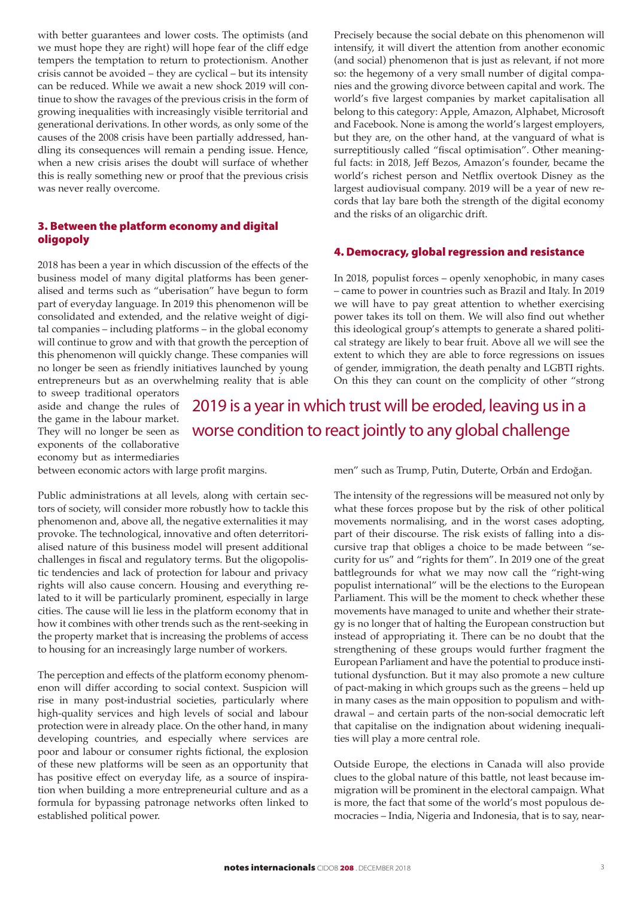with better guarantees and lower costs. The optimists (and we must hope they are right) will hope fear of the cliff edge tempers the temptation to return to protectionism. Another crisis cannot be avoided – they are cyclical – but its intensity can be reduced. While we await a new shock 2019 will continue to show the ravages of the previous crisis in the form of growing inequalities with increasingly visible territorial and generational derivations. In other words, as only some of the causes of the 2008 crisis have been partially addressed, handling its consequences will remain a pending issue. Hence, when a new crisis arises the doubt will surface of whether this is really something new or proof that the previous crisis was never really overcome.

## 3. Between the platform economy and digital oligopoly

2018 has been a year in which discussion of the effects of the business model of many digital platforms has been generalised and terms such as "uberisation" have begun to form part of everyday language. In 2019 this phenomenon will be consolidated and extended, and the relative weight of digital companies – including platforms – in the global economy will continue to grow and with that growth the perception of this phenomenon will quickly change. These companies will no longer be seen as friendly initiatives launched by young entrepreneurs but as an overwhelming reality that is able to sweep traditional operators aside and change the rules of the game in the labour market. They will no longer be seen as exponents of the collaborative economy but as intermediaries between economic actors with large profit margins.

Public administrations at all levels, along with certain sectors of society, will consider more robustly how to tackle this phenomenon and, above all, the negative externalities it may provoke. The technological, innovative and often deterritorialised nature of this business model will present additional challenges in fiscal and regulatory terms. But the oligopolistic tendencies and lack of protection for labour and privacy rights will also cause concern. Housing and everything related to it will be particularly prominent, especially in large cities. The cause will lie less in the platform economy that in how it combines with other trends such as the rent-seeking in the property market that is increasing the problems of access to housing for an increasingly large number of workers.

The perception and effects of the platform economy phenomenon will differ according to social context. Suspicion will rise in many post-industrial societies, particularly where high-quality services and high levels of social and labour protection were in already place. On the other hand, in many developing countries, and especially where services are poor and labour or consumer rights fictional, the explosion of these new platforms will be seen as an opportunity that has positive effect on everyday life, as a source of inspiration when building a more entrepreneurial culture and as a formula for bypassing patronage networks often linked to established political power.

Precisely because the social debate on this phenomenon will intensify, it will divert the attention from another economic (and social) phenomenon that is just as relevant, if not more so: the hegemony of a very small number of digital companies and the growing divorce between capital and work. The world's five largest companies by market capitalisation all belong to this category: Apple, Amazon, Alphabet, Microsoft and Facebook. None is among the world's largest employers, but they are, on the other hand, at the vanguard of what is surreptitiously called "fiscal optimisation". Other meaningful facts: in 2018, Jeff Bezos, Amazon's founder, became the world's richest person and Netflix overtook Disney as the largest audiovisual company. 2019 will be a year of new records that lay bare both the strength of the digital economy and the risks of an oligarchic drift.

## 4. Democracy, global regression and resistance

In 2018, populist forces – openly xenophobic, in many cases – came to power in countries such as Brazil and Italy. In 2019 we will have to pay great attention to whether exercising power takes its toll on them. We will also find out whether this ideological group's attempts to generate a shared political strategy are likely to bear fruit. Above all we will see the extent to which they are able to force regressions on issues of gender, immigration, the death penalty and LGBTI rights. On this they can count on the complicity of other "strong men" such as Trump, Putin, Duterte, Orbán and Erdoğan.

> 2019 is a year in which trust will be eroded, leaving us in a worse condition to react jointly to any global challenge

The intensity of the regressions will be measured not only by what these forces propose but by the risk of other political movements normalising, and in the worst cases adopting, part of their discourse. The risk exists of falling into a discursive trap that obliges a choice to be made between "security for us" and "rights for them". In 2019 one of the great battlegrounds for what we may now call the "right-wing populist international" will be the elections to the European Parliament. This will be the moment to check whether these movements have managed to unite and whether their strategy is no longer that of halting the European construction but instead of appropriating it. There can be no doubt that the strengthening of these groups would further fragment the European Parliament and have the potential to produce institutional dysfunction. But it may also promote a new culture of pact-making in which groups such as the greens – held up in many cases as the main opposition to populism and withdrawal – and certain parts of the non-social democratic left that capitalise on the indignation about widening inequalities will play a more central role.

Outside Europe, the elections in Canada will also provide clues to the global nature of this battle, not least because immigration will be prominent in the electoral campaign. What is more, the fact that some of the world's most populous democracies – India, Nigeria and Indonesia, that is to say, near-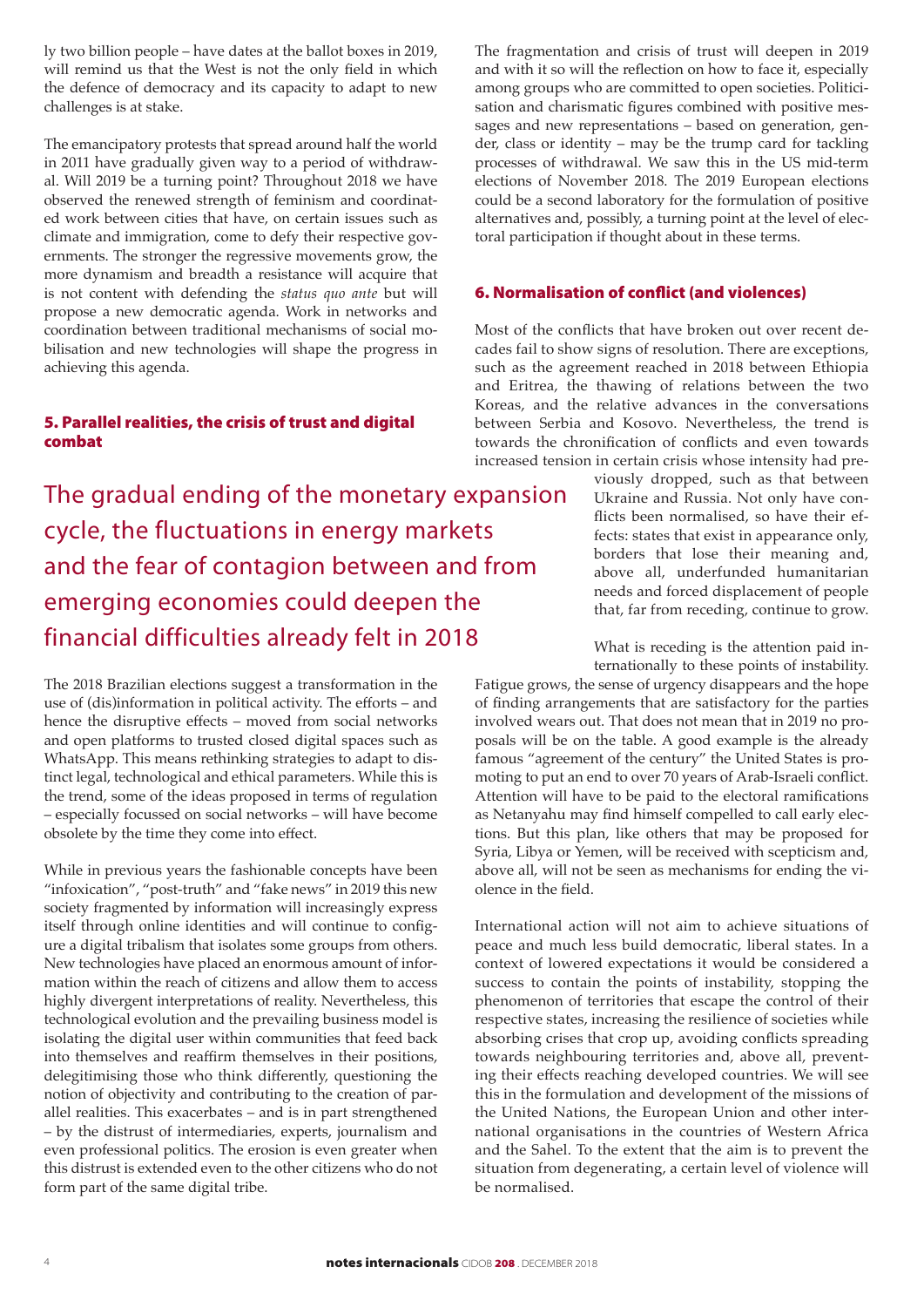ly two billion people – have dates at the ballot boxes in 2019, will remind us that the West is not the only field in which the defence of democracy and its capacity to adapt to new challenges is at stake.

The emancipatory protests that spread around half the world in 2011 have gradually given way to a period of withdrawal. Will 2019 be a turning point? Throughout 2018 we have observed the renewed strength of feminism and coordinated work between cities that have, on certain issues such as climate and immigration, come to defy their respective governments. The stronger the regressive movements grow, the more dynamism and breadth a resistance will acquire that is not content with defending the *status quo ante* but will propose a new democratic agenda. Work in networks and coordination between traditional mechanisms of social mobilisation and new technologies will shape the progress in achieving this agenda.

## 5. Parallel realities, the crisis of trust and digital combat

> The gradual ending of the monetary expansion cycle, the fluctuations in energy markets and the fear of contagion between and from emerging economies could deepen the financial difficulties already felt in 2018

The 2018 Brazilian elections suggest a transformation in the use of (dis)information in political activity. The efforts – and hence the disruptive effects – moved from social networks and open platforms to trusted closed digital spaces such as WhatsApp. This means rethinking strategies to adapt to distinct legal, technological and ethical parameters. While this is the trend, some of the ideas proposed in terms of regulation – especially focussed on social networks – will have become obsolete by the time they come into effect.

While in previous years the fashionable concepts have been "infoxication", "post-truth" and "fake news" in 2019 this new society fragmented by information will increasingly express itself through online identities and will continue to configure a digital tribalism that isolates some groups from others. New technologies have placed an enormous amount of information within the reach of citizens and allow them to access highly divergent interpretations of reality. Nevertheless, this technological evolution and the prevailing business model is isolating the digital user within communities that feed back into themselves and reaffirm themselves in their positions, delegitimising those who think differently, questioning the notion of objectivity and contributing to the creation of parallel realities. This exacerbates – and is in part strengthened – by the distrust of intermediaries, experts, journalism and even professional politics. The erosion is even greater when this distrust is extended even to the other citizens who do not form part of the same digital tribe.

The fragmentation and crisis of trust will deepen in 2019 and with it so will the reflection on how to face it, especially among groups who are committed to open societies. Politicisation and charismatic figures combined with positive messages and new representations – based on generation, gender, class or identity – may be the trump card for tackling processes of withdrawal. We saw this in the US mid-term elections of November 2018. The 2019 European elections could be a second laboratory for the formulation of positive alternatives and, possibly, a turning point at the level of electoral participation if thought about in these terms.

## 6. Normalisation of conflict (and violences)

Most of the conflicts that have broken out over recent decades fail to show signs of resolution. There are exceptions, such as the agreement reached in 2018 between Ethiopia and Eritrea, the thawing of relations between the two Koreas, and the relative advances in the conversations between Serbia and Kosovo. Nevertheless, the trend is towards the chronification of conflicts and even towards increased tension in certain crisis whose intensity had previously dropped, such as that between Ukraine and Russia. Not only have conflicts been normalised, so have their effects: states that exist in appearance only, borders that lose their meaning and, above all, underfunded humanitarian needs and forced displacement of people that, far from receding, continue to grow.

What is receding is the attention paid internationally to these points of instability. Fatigue grows, the sense of urgency disappears and the hope of finding arrangements that are satisfactory for the parties involved wears out. That does not mean that in 2019 no proposals will be on the table. A good example is the already famous "agreement of the century" the United States is promoting to put an end to over 70 years of Arab-Israeli conflict. Attention will have to be paid to the electoral ramifications as Netanyahu may find himself compelled to call early elections. But this plan, like others that may be proposed for Syria, Libya or Yemen, will be received with scepticism and, above all, will not be seen as mechanisms for ending the violence in the field.

International action will not aim to achieve situations of peace and much less build democratic, liberal states. In a context of lowered expectations it would be considered a success to contain the points of instability, stopping the phenomenon of territories that escape the control of their respective states, increasing the resilience of societies while absorbing crises that crop up, avoiding conflicts spreading towards neighbouring territories and, above all, preventing their effects reaching developed countries. We will see this in the formulation and development of the missions of the United Nations, the European Union and other international organisations in the countries of Western Africa and the Sahel. To the extent that the aim is to prevent the situation from degenerating, a certain level of violence will be normalised.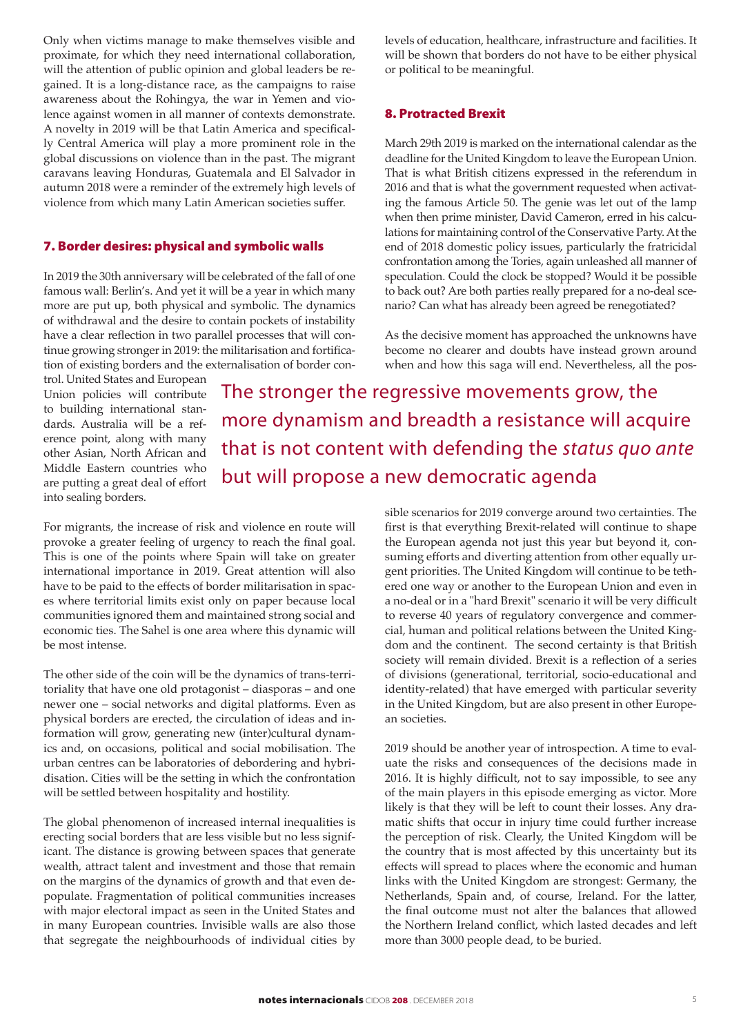Only when victims manage to make themselves visible and proximate, for which they need international collaboration, will the attention of public opinion and global leaders be regained. It is a long-distance race, as the campaigns to raise awareness about the Rohingya, the war in Yemen and violence against women in all manner of contexts demonstrate. A novelty in 2019 will be that Latin America and specifically Central America will play a more prominent role in the global discussions on violence than in the past. The migrant caravans leaving Honduras, Guatemala and El Salvador in autumn 2018 were a reminder of the extremely high levels of violence from which many Latin American societies suffer.

## 7. Border desires: physical and symbolic walls

In 2019 the 30th anniversary will be celebrated of the fall of one famous wall: Berlin's. And yet it will be a year in which many more are put up, both physical and symbolic. The dynamics of withdrawal and the desire to contain pockets of instability have a clear reflection in two parallel processes that will continue growing stronger in 2019: the militarisation and fortification of existing borders and the externalisation of border control. United States and European Union policies will contribute to building international standards. Australia will be a reference point, along with many other Asian, North African and Middle Eastern countries who are putting a great deal of effort into sealing borders.

> The stronger the regressive movements grow, the more dynamism and breadth a resistance will acquire that is not content with defending the *status quo ante* but will propose a new democratic agenda

For migrants, the increase of risk and violence en route will provoke a greater feeling of urgency to reach the final goal. This is one of the points where Spain will take on greater international importance in 2019. Great attention will also have to be paid to the effects of border militarisation in spaces where territorial limits exist only on paper because local communities ignored them and maintained strong social and economic ties. The Sahel is one area where this dynamic will be most intense.

The other side of the coin will be the dynamics of trans-territoriality that have one old protagonist – diasporas – and one newer one – social networks and digital platforms. Even as physical borders are erected, the circulation of ideas and information will grow, generating new (inter)cultural dynamics and, on occasions, political and social mobilisation. The urban centres can be laboratories of debordering and hybridisation. Cities will be the setting in which the confrontation will be settled between hospitality and hostility.

The global phenomenon of increased internal inequalities is erecting social borders that are less visible but no less significant. The distance is growing between spaces that generate wealth, attract talent and investment and those that remain on the margins of the dynamics of growth and that even depopulate. Fragmentation of political communities increases with major electoral impact as seen in the United States and in many European countries. Invisible walls are also those that segregate the neighbourhoods of individual cities by levels of education, healthcare, infrastructure and facilities. It will be shown that borders do not have to be either physical or political to be meaningful.

## 8. Protracted Brexit

March 29th 2019 is marked on the international calendar as the deadline for the United Kingdom to leave the European Union. That is what British citizens expressed in the referendum in 2016 and that is what the government requested when activating the famous Article 50. The genie was let out of the lamp when then prime minister, David Cameron, erred in his calculations for maintaining control of the Conservative Party. At the end of 2018 domestic policy issues, particularly the fratricidal confrontation among the Tories, again unleashed all manner of speculation. Could the clock be stopped? Would it be possible to back out? Are both parties really prepared for a no-deal scenario? Can what has already been agreed be renegotiated?

As the decisive moment has approached the unknowns have become no clearer and doubts have instead grown around when and how this saga will end. Nevertheless, all the possible scenarios for 2019 converge around two certainties. The first is that everything Brexit-related will continue to shape the European agenda not just this year but beyond it, consuming efforts and diverting attention from other equally urgent priorities. The United Kingdom will continue to be tethered one way or another to the European Union and even in a no-deal or in a "hard Brexit" scenario it will be very difficult to reverse 40 years of regulatory convergence and commercial, human and political relations between the United Kingdom and the continent. The second certainty is that British society will remain divided. Brexit is a reflection of a series of divisions (generational, territorial, socio-educational and identity-related) that have emerged with particular severity in the United Kingdom, but are also present in other European societies.

2019 should be another year of introspection. A time to evaluate the risks and consequences of the decisions made in 2016. It is highly difficult, not to say impossible, to see any of the main players in this episode emerging as victor. More likely is that they will be left to count their losses. Any dramatic shifts that occur in injury time could further increase the perception of risk. Clearly, the United Kingdom will be the country that is most affected by this uncertainty but its effects will spread to places where the economic and human links with the United Kingdom are strongest: Germany, the Netherlands, Spain and, of course, Ireland. For the latter, the final outcome must not alter the balances that allowed the Northern Ireland conflict, which lasted decades and left more than 3000 people dead, to be buried.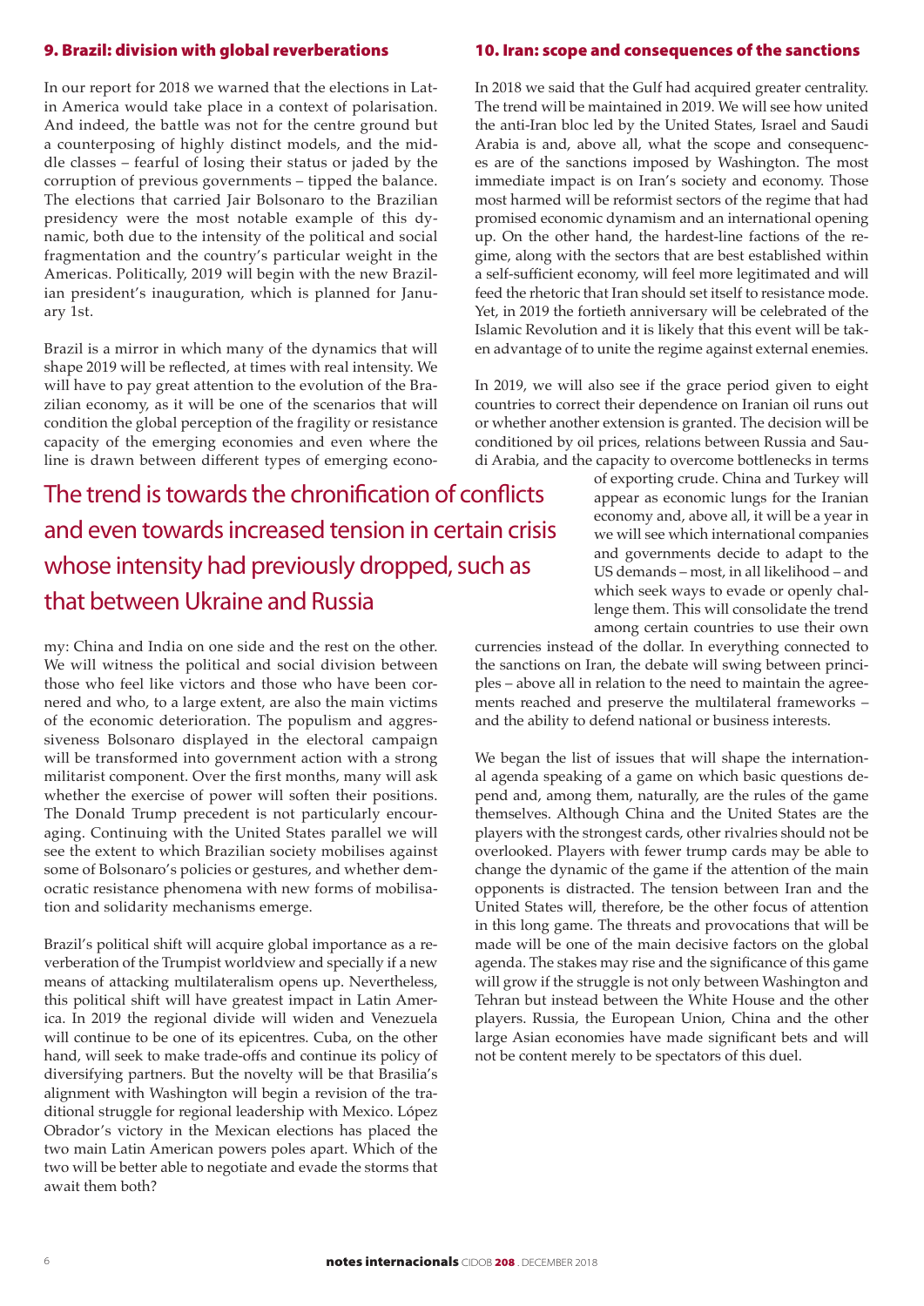## 9. Brazil: division with global reverberations

In our report for 2018 we warned that the elections in Latin America would take place in a context of polarisation. And indeed, the battle was not for the centre ground but a counterposing of highly distinct models, and the middle classes – fearful of losing their status or jaded by the corruption of previous governments – tipped the balance. The elections that carried Jair Bolsonaro to the Brazilian presidency were the most notable example of this dynamic, both due to the intensity of the political and social fragmentation and the country's particular weight in the Americas. Politically, 2019 will begin with the new Brazilian president's inauguration, which is planned for January 1st.

Brazil is a mirror in which many of the dynamics that will shape 2019 will be reflected, at times with real intensity. We will have to pay great attention to the evolution of the Brazilian economy, as it will be one of the scenarios that will condition the global perception of the fragility or resistance capacity of the emerging economies and even where the line is drawn between different types of emerging economy: China and India on one side and the rest on the other. We will witness the political and social division between those who feel like victors and those who have been cornered and who, to a large extent, are also the main victims of the economic deterioration. The populism and aggressiveness Bolsonaro displayed in the electoral campaign will be transformed into government action with a strong militarist component. Over the first months, many will ask whether the exercise of power will soften their positions. The Donald Trump precedent is not particularly encouraging. Continuing with the United States parallel we will see the extent to which Brazilian society mobilises against some of Bolsonaro's policies or gestures, and whether democratic resistance phenomena with new forms of mobilisation and solidarity mechanisms emerge.

> The trend is towards the chronification of conflicts and even towards increased tension in certain crisis whose intensity had previously dropped, such as that between Ukraine and Russia

Brazil's political shift will acquire global importance as a reverberation of the Trumpist worldview and specially if a new means of attacking multilateralism opens up. Nevertheless, this political shift will have greatest impact in Latin America. In 2019 the regional divide will widen and Venezuela will continue to be one of its epicentres. Cuba, on the other hand, will seek to make trade-offs and continue its policy of diversifying partners. But the novelty will be that Brasilia's alignment with Washington will begin a revision of the traditional struggle for regional leadership with Mexico. López Obrador's victory in the Mexican elections has placed the two main Latin American powers poles apart. Which of the two will be better able to negotiate and evade the storms that await them both?

## 10. Iran: scope and consequences of the sanctions

In 2018 we said that the Gulf had acquired greater centrality. The trend will be maintained in 2019. We will see how united the anti-Iran bloc led by the United States, Israel and Saudi Arabia is and, above all, what the scope and consequences are of the sanctions imposed by Washington. The most immediate impact is on Iran's society and economy. Those most harmed will be reformist sectors of the regime that had promised economic dynamism and an international opening up. On the other hand, the hardest-line factions of the regime, along with the sectors that are best established within a self-sufficient economy, will feel more legitimated and will feed the rhetoric that Iran should set itself to resistance mode. Yet, in 2019 the fortieth anniversary will be celebrated of the Islamic Revolution and it is likely that this event will be taken advantage of to unite the regime against external enemies.

In 2019, we will also see if the grace period given to eight countries to correct their dependence on Iranian oil runs out or whether another extension is granted. The decision will be conditioned by oil prices, relations between Russia and Saudi Arabia, and the capacity to overcome bottlenecks in terms of exporting crude. China and Turkey will appear as economic lungs for the Iranian economy and, above all, it will be a year in we will see which international companies and governments decide to adapt to the US demands – most, in all likelihood – and which seek ways to evade or openly challenge them. This will consolidate the trend among certain countries to use their own currencies instead of the dollar. In everything connected to the sanctions on Iran, the debate will swing between principles – above all in relation to the need to maintain the agreements reached and preserve the multilateral frameworks – and the ability to defend national or business interests.

We began the list of issues that will shape the international agenda speaking of a game on which basic questions depend and, among them, naturally, are the rules of the game themselves. Although China and the United States are the players with the strongest cards, other rivalries should not be overlooked. Players with fewer trump cards may be able to change the dynamic of the game if the attention of the main opponents is distracted. The tension between Iran and the United States will, therefore, be the other focus of attention in this long game. The threats and provocations that will be made will be one of the main decisive factors on the global agenda. The stakes may rise and the significance of this game will grow if the struggle is not only between Washington and Tehran but instead between the White House and the other players. Russia, the European Union, China and the other large Asian economies have made significant bets and will not be content merely to be spectators of this duel.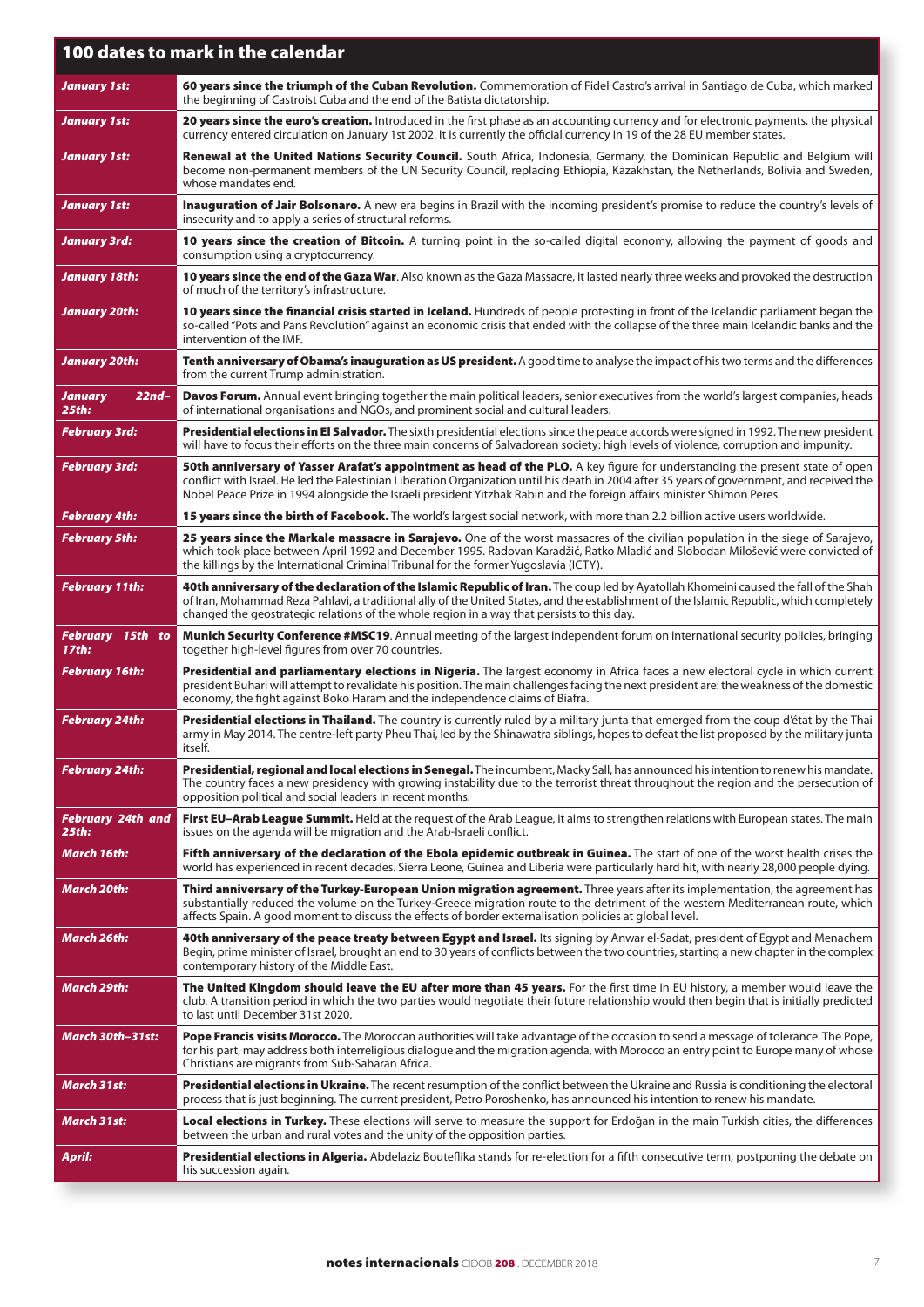## 100 dates to mark in the calendar

| | |
|---|---|
| ***January 1st:*** | **60 years since the triumph of the Cuban Revolution.** Commemoration of Fidel Castro's arrival in Santiago de Cuba, which marked the beginning of Castroist Cuba and the end of the Batista dictatorship. |
| ***January 1st:*** | **20 years since the euro's creation.** Introduced in the first phase as an accounting currency and for electronic payments, the physical currency entered circulation on January 1st 2002. It is currently the official currency in 19 of the 28 EU member states. |
| ***January 1st:*** | **Renewal at the United Nations Security Council.** South Africa, Indonesia, Germany, the Dominican Republic and Belgium will become non-permanent members of the UN Security Council, replacing Ethiopia, Kazakhstan, the Netherlands, Bolivia and Sweden, whose mandates end. |
| ***January 1st:*** | **Inauguration of Jair Bolsonaro.** A new era begins in Brazil with the incoming president's promise to reduce the country's levels of insecurity and to apply a series of structural reforms. |
| ***January 3rd:*** | **10 years since the creation of Bitcoin.** A turning point in the so-called digital economy, allowing the payment of goods and consumption using a cryptocurrency. |
| ***January 18th:*** | **10 years since the end of the Gaza War**. Also known as the Gaza Massacre, it lasted nearly three weeks and provoked the destruction of much of the territory's infrastructure. |
| ***January 20th:*** | **10 years since the financial crisis started in Iceland.** Hundreds of people protesting in front of the Icelandic parliament began the so-called "Pots and Pans Revolution" against an economic crisis that ended with the collapse of the three main Icelandic banks and the intervention of the IMF. |
| ***January 20th:*** | **Tenth anniversary of Obama's inauguration as US president.** A good time to analyse the impact of his two terms and the differences from the current Trump administration. |
| ***January 22nd–25th:*** | **Davos Forum.** Annual event bringing together the main political leaders, senior executives from the world's largest companies, heads of international organisations and NGOs, and prominent social and cultural leaders. |
| ***February 3rd:*** | **Presidential elections in El Salvador.** The sixth presidential elections since the peace accords were signed in 1992. The new president will have to focus their efforts on the three main concerns of Salvadorean society: high levels of violence, corruption and impunity. |
| ***February 3rd:*** | **50th anniversary of Yasser Arafat's appointment as head of the PLO.** A key figure for understanding the present state of open conflict with Israel. He led the Palestinian Liberation Organization until his death in 2004 after 35 years of government, and received the Nobel Peace Prize in 1994 alongside the Israeli president Yitzhak Rabin and the foreign affairs minister Shimon Peres. |
| ***February 4th:*** | **15 years since the birth of Facebook.** The world's largest social network, with more than 2.2 billion active users worldwide. |
| ***February 5th:*** | **25 years since the Markale massacre in Sarajevo.** One of the worst massacres of the civilian population in the siege of Sarajevo, which took place between April 1992 and December 1995. Radovan Karadžić, Ratko Mladić and Slobodan Milošević were convicted of the killings by the International Criminal Tribunal for the former Yugoslavia (ICTY). |
| ***February 11th:*** | **40th anniversary of the declaration of the Islamic Republic of Iran.** The coup led by Ayatollah Khomeini caused the fall of the Shah of Iran, Mohammad Reza Pahlavi, a traditional ally of the United States, and the establishment of the Islamic Republic, which completely changed the geostrategic relations of the whole region in a way that persists to this day. |
| ***February 15th to 17th:*** | **Munich Security Conference #MSC19**. Annual meeting of the largest independent forum on international security policies, bringing together high-level figures from over 70 countries. |
| ***February 16th:*** | **Presidential and parliamentary elections in Nigeria.** The largest economy in Africa faces a new electoral cycle in which current president Buhari will attempt to revalidate his position. The main challenges facing the next president are: the weakness of the domestic economy, the fight against Boko Haram and the independence claims of Biafra. |
| ***February 24th:*** | **Presidential elections in Thailand.** The country is currently ruled by a military junta that emerged from the coup d'état by the Thai army in May 2014. The centre-left party Pheu Thai, led by the Shinawatra siblings, hopes to defeat the list proposed by the military junta itself. |
| ***February 24th:*** | **Presidential, regional and local elections in Senegal.** The incumbent, Macky Sall, has announced his intention to renew his mandate. The country faces a new presidency with growing instability due to the terrorist threat throughout the region and the persecution of opposition political and social leaders in recent months. |
| ***February 24th and 25th:*** | **First EU–Arab League Summit.** Held at the request of the Arab League, it aims to strengthen relations with European states. The main issues on the agenda will be migration and the Arab-Israeli conflict. |
| ***March 16th:*** | **Fifth anniversary of the declaration of the Ebola epidemic outbreak in Guinea.** The start of one of the worst health crises the world has experienced in recent decades. Sierra Leone, Guinea and Liberia were particularly hard hit, with nearly 28,000 people dying. |
| ***March 20th:*** | **Third anniversary of the Turkey-European Union migration agreement.** Three years after its implementation, the agreement has substantially reduced the volume on the Turkey-Greece migration route to the detriment of the western Mediterranean route, which affects Spain. A good moment to discuss the effects of border externalisation policies at global level. |
| ***March 26th:*** | **40th anniversary of the peace treaty between Egypt and Israel.** Its signing by Anwar el-Sadat, president of Egypt and Menachem Begin, prime minister of Israel, brought an end to 30 years of conflicts between the two countries, starting a new chapter in the complex contemporary history of the Middle East. |
| ***March 29th:*** | **The United Kingdom should leave the EU after more than 45 years.** For the first time in EU history, a member would leave the club. A transition period in which the two parties would negotiate their future relationship would then begin that is initially predicted to last until December 31st 2020. |
| ***March 30th–31st:*** | **Pope Francis visits Morocco.** The Moroccan authorities will take advantage of the occasion to send a message of tolerance. The Pope, for his part, may address both interreligious dialogue and the migration agenda, with Morocco an entry point to Europe many of whose Christians are migrants from Sub-Saharan Africa. |
| ***March 31st:*** | **Presidential elections in Ukraine.** The recent resumption of the conflict between the Ukraine and Russia is conditioning the electoral process that is just beginning. The current president, Petro Poroshenko, has announced his intention to renew his mandate. |
| ***March 31st:*** | **Local elections in Turkey.** These elections will serve to measure the support for Erdoğan in the main Turkish cities, the differences between the urban and rural votes and the unity of the opposition parties. |
| ***April:*** | **Presidential elections in Algeria.** Abdelaziz Bouteflika stands for re-election for a fifth consecutive term, postponing the debate on his succession again. |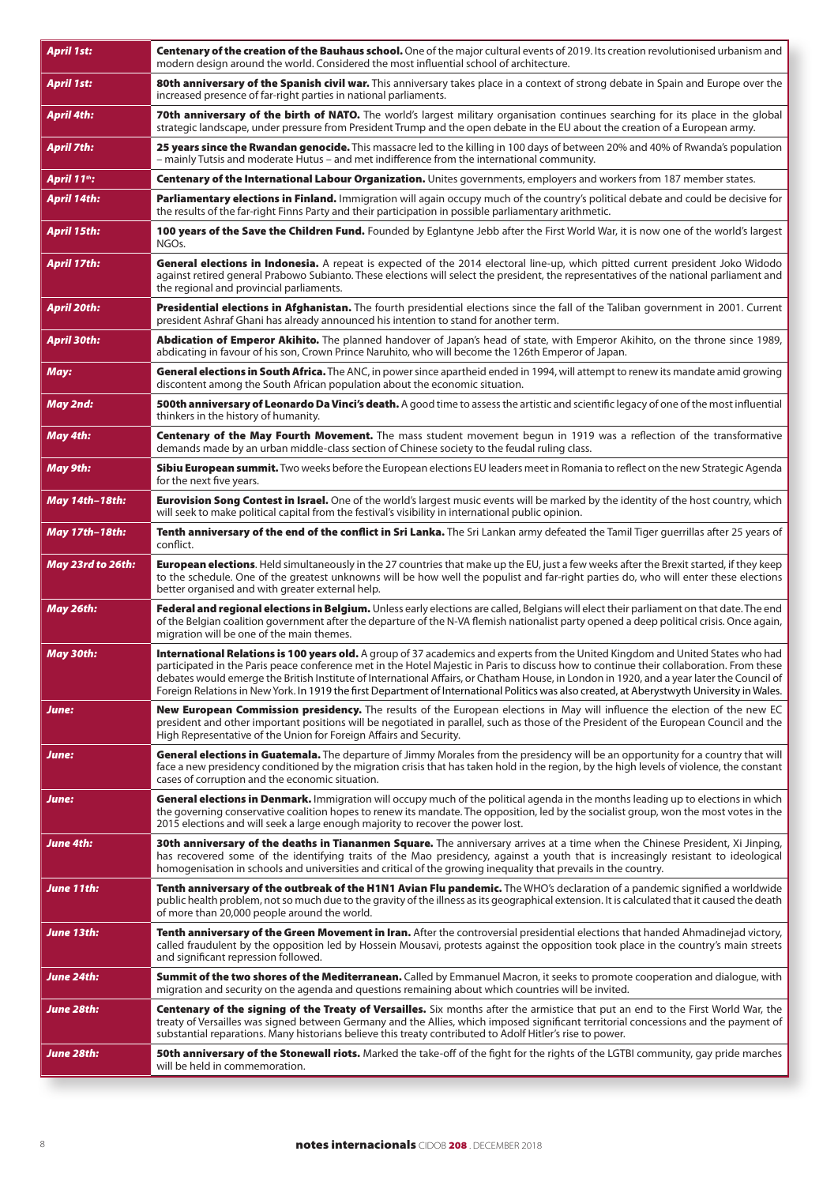| | |
|---|---|
| ***April 1st:*** | **Centenary of the creation of the Bauhaus school.** One of the major cultural events of 2019. Its creation revolutionised urbanism and modern design around the world. Considered the most influential school of architecture. |
| ***April 1st:*** | **80th anniversary of the Spanish civil war.** This anniversary takes place in a context of strong debate in Spain and Europe over the increased presence of far-right parties in national parliaments. |
| ***April 4th:*** | **70th anniversary of the birth of NATO.** The world's largest military organisation continues searching for its place in the global strategic landscape, under pressure from President Trump and the open debate in the EU about the creation of a European army. |
| ***April 7th:*** | **25 years since the Rwandan genocide.** This massacre led to the killing in 100 days of between 20% and 40% of Rwanda's population – mainly Tutsis and moderate Hutus – and met indifference from the international community. |
| ***April 11th:*** | **Centenary of the International Labour Organization.** Unites governments, employers and workers from 187 member states. |
| ***April 14th:*** | **Parliamentary elections in Finland.** Immigration will again occupy much of the country's political debate and could be decisive for the results of the far-right Finns Party and their participation in possible parliamentary arithmetic. |
| ***April 15th:*** | **100 years of the Save the Children Fund.** Founded by Eglantyne Jebb after the First World War, it is now one of the world's largest NGOs. |
| ***April 17th:*** | **General elections in Indonesia.** A repeat is expected of the 2014 electoral line-up, which pitted current president Joko Widodo against retired general Prabowo Subianto. These elections will select the president, the representatives of the national parliament and the regional and provincial parliaments. |
| ***April 20th:*** | **Presidential elections in Afghanistan.** The fourth presidential elections since the fall of the Taliban government in 2001. Current president Ashraf Ghani has already announced his intention to stand for another term. |
| ***April 30th:*** | **Abdication of Emperor Akihito.** The planned handover of Japan's head of state, with Emperor Akihito, on the throne since 1989, abdicating in favour of his son, Crown Prince Naruhito, who will become the 126th Emperor of Japan. |
| ***May:*** | **General elections in South Africa.** The ANC, in power since apartheid ended in 1994, will attempt to renew its mandate amid growing discontent among the South African population about the economic situation. |
| ***May 2nd:*** | **500th anniversary of Leonardo Da Vinci's death.** A good time to assess the artistic and scientific legacy of one of the most influential thinkers in the history of humanity. |
| ***May 4th:*** | **Centenary of the May Fourth Movement.** The mass student movement begun in 1919 was a reflection of the transformative demands made by an urban middle-class section of Chinese society to the feudal ruling class. |
| ***May 9th:*** | **Sibiu European summit.** Two weeks before the European elections EU leaders meet in Romania to reflect on the new Strategic Agenda for the next five years. |
| ***May 14th–18th:*** | **Eurovision Song Contest in Israel.** One of the world's largest music events will be marked by the identity of the host country, which will seek to make political capital from the festival's visibility in international public opinion. |
| ***May 17th–18th:*** | **Tenth anniversary of the end of the conflict in Sri Lanka.** The Sri Lankan army defeated the Tamil Tiger guerrillas after 25 years of conflict. |
| ***May 23rd to 26th:*** | **European elections**. Held simultaneously in the 27 countries that make up the EU, just a few weeks after the Brexit started, if they keep to the schedule. One of the greatest unknowns will be how well the populist and far-right parties do, who will enter these elections better organised and with greater external help. |
| ***May 26th:*** | **Federal and regional elections in Belgium.** Unless early elections are called, Belgians will elect their parliament on that date. The end of the Belgian coalition government after the departure of the N-VA flemish nationalist party opened a deep political crisis. Once again, migration will be one of the main themes. |
| ***May 30th:*** | **International Relations is 100 years old.** A group of 37 academics and experts from the United Kingdom and United States who had participated in the Paris peace conference met in the Hotel Majestic in Paris to discuss how to continue their collaboration. From these debates would emerge the British Institute of International Affairs, or Chatham House, in London in 1920, and a year later the Council of Foreign Relations in New York. In 1919 the first Department of International Politics was also created, at Aberystwyth University in Wales. |
| ***June:*** | **New European Commission presidency.** The results of the European elections in May will influence the election of the new EC president and other important positions will be negotiated in parallel, such as those of the President of the European Council and the High Representative of the Union for Foreign Affairs and Security. |
| ***June:*** | **General elections in Guatemala.** The departure of Jimmy Morales from the presidency will be an opportunity for a country that will face a new presidency conditioned by the migration crisis that has taken hold in the region, by the high levels of violence, the constant cases of corruption and the economic situation. |
| ***June:*** | **General elections in Denmark.** Immigration will occupy much of the political agenda in the months leading up to elections in which the governing conservative coalition hopes to renew its mandate. The opposition, led by the socialist group, won the most votes in the 2015 elections and will seek a large enough majority to recover the power lost. |
| ***June 4th:*** | **30th anniversary of the deaths in Tiananmen Square.** The anniversary arrives at a time when the Chinese President, Xi Jinping, has recovered some of the identifying traits of the Mao presidency, against a youth that is increasingly resistant to ideological homogenisation in schools and universities and critical of the growing inequality that prevails in the country. |
| ***June 11th:*** | **Tenth anniversary of the outbreak of the H1N1 Avian Flu pandemic.** The WHO's declaration of a pandemic signified a worldwide public health problem, not so much due to the gravity of the illness as its geographical extension. It is calculated that it caused the death of more than 20,000 people around the world. |
| ***June 13th:*** | **Tenth anniversary of the Green Movement in Iran.** After the controversial presidential elections that handed Ahmadinejad victory, called fraudulent by the opposition led by Hossein Mousavi, protests against the opposition took place in the country's main streets and significant repression followed. |
| ***June 24th:*** | **Summit of the two shores of the Mediterranean.** Called by Emmanuel Macron, it seeks to promote cooperation and dialogue, with migration and security on the agenda and questions remaining about which countries will be invited. |
| ***June 28th:*** | **Centenary of the signing of the Treaty of Versailles.** Six months after the armistice that put an end to the First World War, the treaty of Versailles was signed between Germany and the Allies, which imposed significant territorial concessions and the payment of substantial reparations. Many historians believe this treaty contributed to Adolf Hitler's rise to power. |
| ***June 28th:*** | **50th anniversary of the Stonewall riots.** Marked the take-off of the fight for the rights of the LGTBI community, gay pride marches will be held in commemoration. |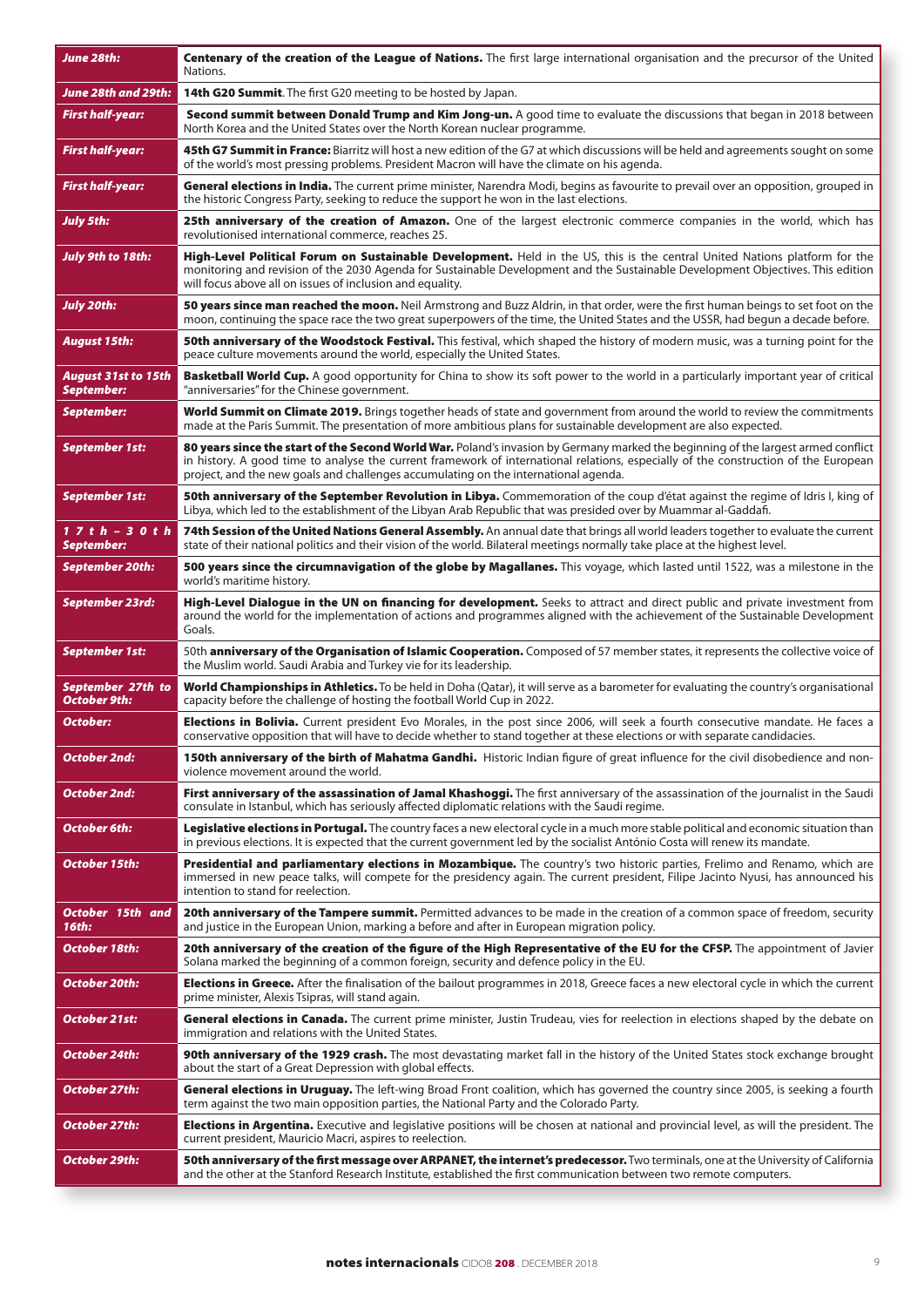| | |
|---|---|
| ***June 28th:*** | **Centenary of the creation of the League of Nations.** The first large international organisation and the precursor of the United Nations. |
| ***June 28th and 29th:*** | **14th G20 Summit**. The first G20 meeting to be hosted by Japan. |
| ***First half-year:*** | **Second summit between Donald Trump and Kim Jong-un.** A good time to evaluate the discussions that began in 2018 between North Korea and the United States over the North Korean nuclear programme. |
| ***First half-year:*** | **45th G7 Summit in France:** Biarritz will host a new edition of the G7 at which discussions will be held and agreements sought on some of the world's most pressing problems. President Macron will have the climate on his agenda. |
| ***First half-year:*** | **General elections in India.** The current prime minister, Narendra Modi, begins as favourite to prevail over an opposition, grouped in the historic Congress Party, seeking to reduce the support he won in the last elections. |
| ***July 5th:*** | **25th anniversary of the creation of Amazon.** One of the largest electronic commerce companies in the world, which has revolutionised international commerce, reaches 25. |
| ***July 9th to 18th:*** | **High-Level Political Forum on Sustainable Development.** Held in the US, this is the central United Nations platform for the monitoring and revision of the 2030 Agenda for Sustainable Development and the Sustainable Development Objectives. This edition will focus above all on issues of inclusion and equality. |
| ***July 20th:*** | **50 years since man reached the moon.** Neil Armstrong and Buzz Aldrin, in that order, were the first human beings to set foot on the moon, continuing the space race the two great superpowers of the time, the United States and the USSR, had begun a decade before. |
| ***August 15th:*** | **50th anniversary of the Woodstock Festival.** This festival, which shaped the history of modern music, was a turning point for the peace culture movements around the world, especially the United States. |
| ***August 31st to 15th September:*** | **Basketball World Cup.** A good opportunity for China to show its soft power to the world in a particularly important year of critical "anniversaries" for the Chinese government. |
| ***September:*** | **World Summit on Climate 2019.** Brings together heads of state and government from around the world to review the commitments made at the Paris Summit. The presentation of more ambitious plans for sustainable development are also expected. |
| ***September 1st:*** | **80 years since the start of the Second World War.** Poland's invasion by Germany marked the beginning of the largest armed conflict in history. A good time to analyse the current framework of international relations, especially of the construction of the European project, and the new goals and challenges accumulating on the international agenda. |
| ***September 1st:*** | **50th anniversary of the September Revolution in Libya.** Commemoration of the coup d'état against the regime of Idris I, king of Libya, which led to the establishment of the Libyan Arab Republic that was presided over by Muammar al-Gaddafi. |
| ***17th – 30th September:*** | **74th Session of the United Nations General Assembly.** An annual date that brings all world leaders together to evaluate the current state of their national politics and their vision of the world. Bilateral meetings normally take place at the highest level. |
| ***September 20th:*** | **500 years since the circumnavigation of the globe by Magallanes.** This voyage, which lasted until 1522, was a milestone in the world's maritime history. |
| ***September 23rd:*** | **High-Level Dialogue in the UN on financing for development.** Seeks to attract and direct public and private investment from around the world for the implementation of actions and programmes aligned with the achievement of the Sustainable Development Goals. |
| ***September 1st:*** | 50th **anniversary of the Organisation of Islamic Cooperation.** Composed of 57 member states, it represents the collective voice of the Muslim world. Saudi Arabia and Turkey vie for its leadership. |
| ***September 27th to October 9th:*** | **World Championships in Athletics.** To be held in Doha (Qatar), it will serve as a barometer for evaluating the country's organisational capacity before the challenge of hosting the football World Cup in 2022. |
| ***October:*** | **Elections in Bolivia.** Current president Evo Morales, in the post since 2006, will seek a fourth consecutive mandate. He faces a conservative opposition that will have to decide whether to stand together at these elections or with separate candidacies. |
| ***October 2nd:*** | **150th anniversary of the birth of Mahatma Gandhi.** Historic Indian figure of great influence for the civil disobedience and non-violence movement around the world. |
| ***October 2nd:*** | **First anniversary of the assassination of Jamal Khashoggi.** The first anniversary of the assassination of the journalist in the Saudi consulate in Istanbul, which has seriously affected diplomatic relations with the Saudi regime. |
| ***October 6th:*** | **Legislative elections in Portugal.** The country faces a new electoral cycle in a much more stable political and economic situation than in previous elections. It is expected that the current government led by the socialist António Costa will renew its mandate. |
| ***October 15th:*** | **Presidential and parliamentary elections in Mozambique.** The country's two historic parties, Frelimo and Renamo, which are immersed in new peace talks, will compete for the presidency again. The current president, Filipe Jacinto Nyusi, has announced his intention to stand for reelection. |
| ***October 15th and 16th:*** | **20th anniversary of the Tampere summit.** Permitted advances to be made in the creation of a common space of freedom, security and justice in the European Union, marking a before and after in European migration policy. |
| ***October 18th:*** | **20th anniversary of the creation of the figure of the High Representative of the EU for the CFSP.** The appointment of Javier Solana marked the beginning of a common foreign, security and defence policy in the EU. |
| ***October 20th:*** | **Elections in Greece.** After the finalisation of the bailout programmes in 2018, Greece faces a new electoral cycle in which the current prime minister, Alexis Tsipras, will stand again. |
| ***October 21st:*** | **General elections in Canada.** The current prime minister, Justin Trudeau, vies for reelection in elections shaped by the debate on immigration and relations with the United States. |
| ***October 24th:*** | **90th anniversary of the 1929 crash.** The most devastating market fall in the history of the United States stock exchange brought about the start of a Great Depression with global effects. |
| ***October 27th:*** | **General elections in Uruguay.** The left-wing Broad Front coalition, which has governed the country since 2005, is seeking a fourth term against the two main opposition parties, the National Party and the Colorado Party. |
| ***October 27th:*** | **Elections in Argentina.** Executive and legislative positions will be chosen at national and provincial level, as will the president. The current president, Mauricio Macri, aspires to reelection. |
| ***October 29th:*** | **50th anniversary of the first message over ARPANET, the internet's predecessor.** Two terminals, one at the University of California and the other at the Stanford Research Institute, established the first communication between two remote computers. |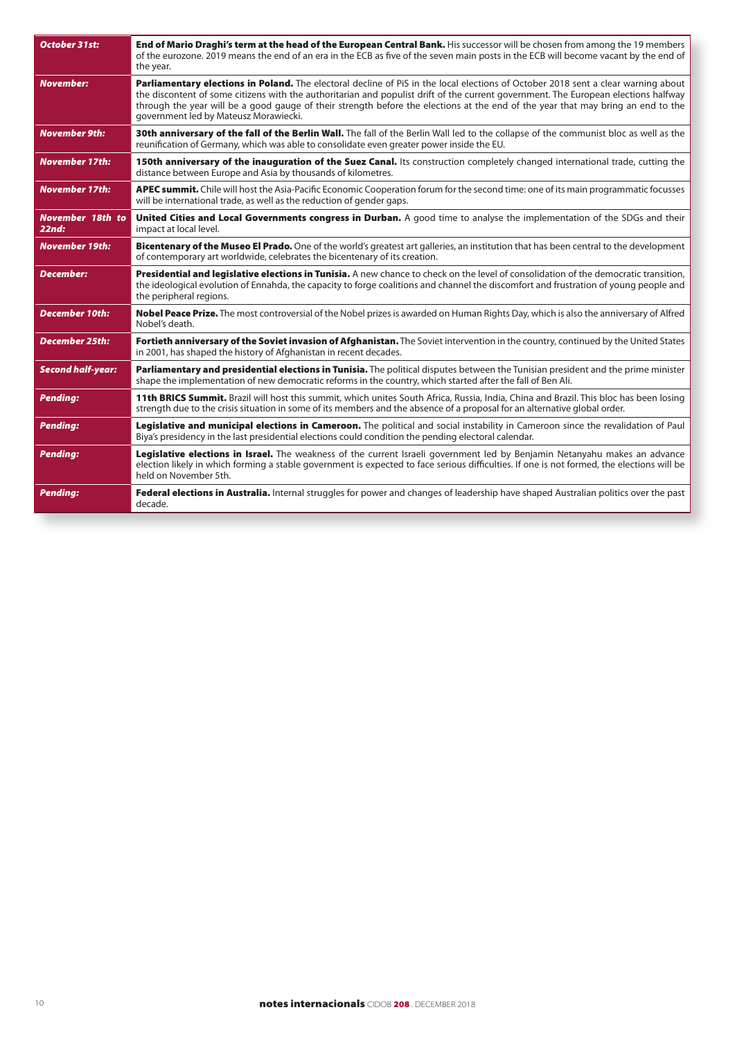| | |
|---|---|
| ***October 31st:*** | **End of Mario Draghi's term at the head of the European Central Bank.** His successor will be chosen from among the 19 members of the eurozone. 2019 means the end of an era in the ECB as five of the seven main posts in the ECB will become vacant by the end of the year. |
| ***November:*** | **Parliamentary elections in Poland.** The electoral decline of PiS in the local elections of October 2018 sent a clear warning about the discontent of some citizens with the authoritarian and populist drift of the current government. The European elections halfway through the year will be a good gauge of their strength before the elections at the end of the year that may bring an end to the government led by Mateusz Morawiecki. |
| ***November 9th:*** | **30th anniversary of the fall of the Berlin Wall.** The fall of the Berlin Wall led to the collapse of the communist bloc as well as the reunification of Germany, which was able to consolidate even greater power inside the EU. |
| ***November 17th:*** | **150th anniversary of the inauguration of the Suez Canal.** Its construction completely changed international trade, cutting the distance between Europe and Asia by thousands of kilometres. |
| ***November 17th:*** | **APEC summit.** Chile will host the Asia-Pacific Economic Cooperation forum for the second time: one of its main programmatic focusses will be international trade, as well as the reduction of gender gaps. |
| ***November 18th to 22nd:*** | **United Cities and Local Governments congress in Durban.** A good time to analyse the implementation of the SDGs and their impact at local level. |
| ***November 19th:*** | **Bicentenary of the Museo El Prado.** One of the world's greatest art galleries, an institution that has been central to the development of contemporary art worldwide, celebrates the bicentenary of its creation. |
| ***December:*** | **Presidential and legislative elections in Tunisia.** A new chance to check on the level of consolidation of the democratic transition, the ideological evolution of Ennahda, the capacity to forge coalitions and channel the discomfort and frustration of young people and the peripheral regions. |
| ***December 10th:*** | **Nobel Peace Prize.** The most controversial of the Nobel prizes is awarded on Human Rights Day, which is also the anniversary of Alfred Nobel's death. |
| ***December 25th:*** | **Fortieth anniversary of the Soviet invasion of Afghanistan.** The Soviet intervention in the country, continued by the United States in 2001, has shaped the history of Afghanistan in recent decades. |
| ***Second half-year:*** | **Parliamentary and presidential elections in Tunisia.** The political disputes between the Tunisian president and the prime minister shape the implementation of new democratic reforms in the country, which started after the fall of Ben Ali. |
| ***Pending:*** | **11th BRICS Summit.** Brazil will host this summit, which unites South Africa, Russia, India, China and Brazil. This bloc has been losing strength due to the crisis situation in some of its members and the absence of a proposal for an alternative global order. |
| ***Pending:*** | **Legislative and municipal elections in Cameroon.** The political and social instability in Cameroon since the revalidation of Paul Biya's presidency in the last presidential elections could condition the pending electoral calendar. |
| ***Pending:*** | **Legislative elections in Israel.** The weakness of the current Israeli government led by Benjamin Netanyahu makes an advance election likely in which forming a stable government is expected to face serious difficulties. If one is not formed, the elections will be held on November 5th. |
| ***Pending:*** | **Federal elections in Australia.** Internal struggles for power and changes of leadership have shaped Australian politics over the past decade. |